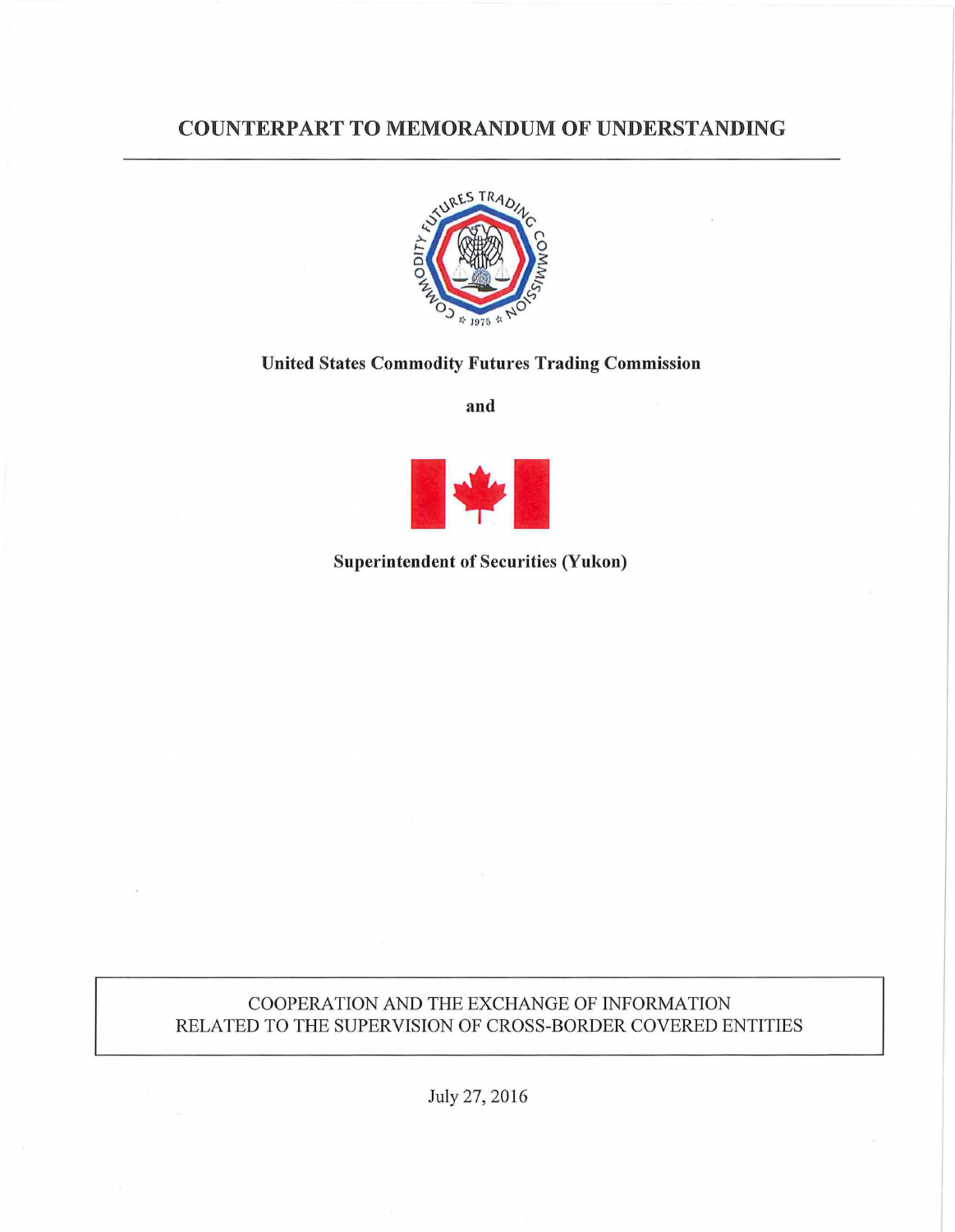# COUNTERPART TO MEMORANDUM OF UNDERSTANDING

**United States Commodity Futures Trading Commission**

**and**

**Superintendent of Securities (Yukon)**

COOPERATION AND THE EXCHANGE OF INFORMATION
RELATED TO THE SUPERVISION OF CROSS-BORDER COVERED ENTITIES

July 27, 2016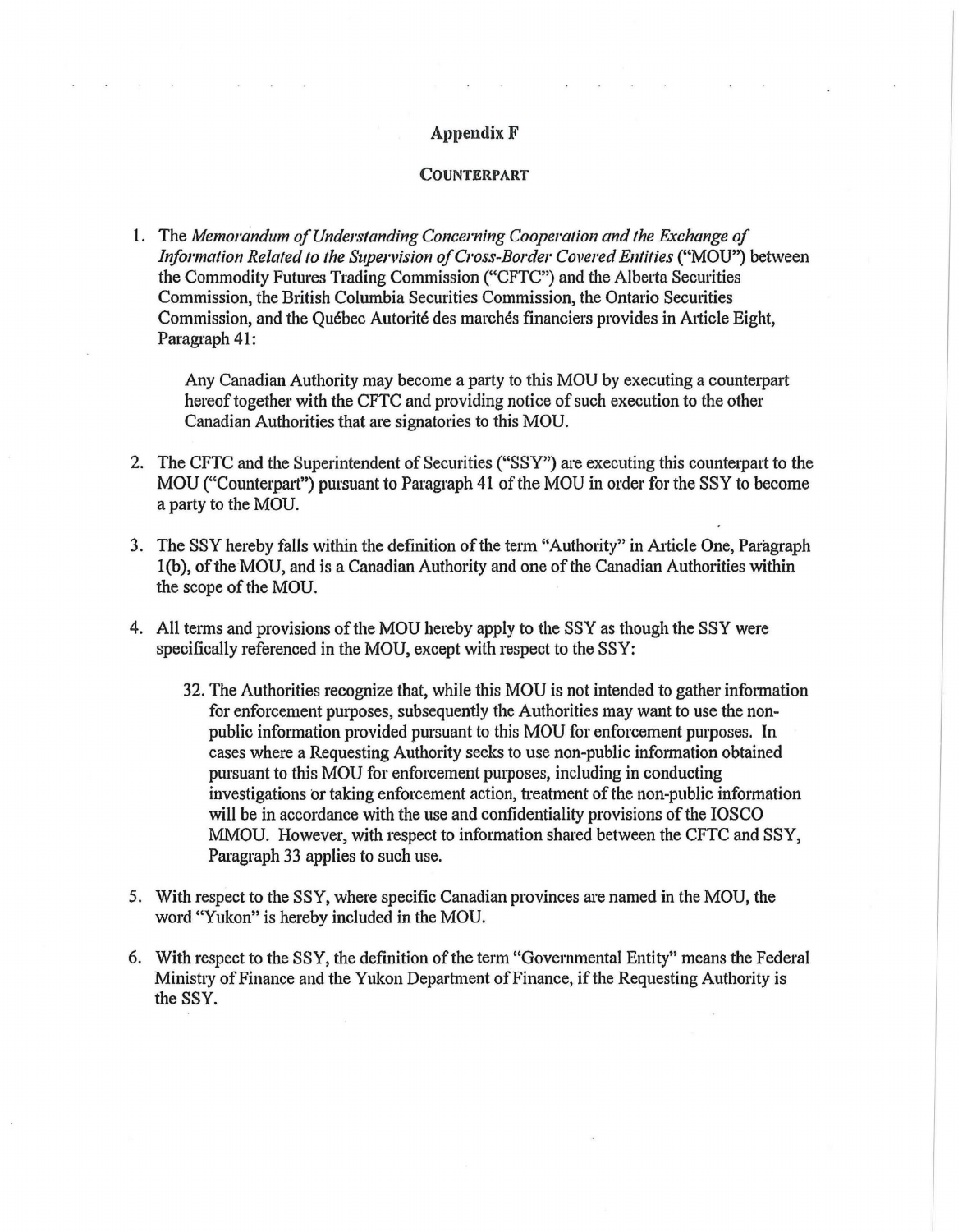## Appendix F

### COUNTERPART

1. The *Memorandum of Understanding Concerning Cooperation and the Exchange of Information Related to the Supervision of Cross-Border Covered Entities* ("MOU") between the Commodity Futures Trading Commission ("CFTC") and the Alberta Securities Commission, the British Columbia Securities Commission, the Ontario Securities Commission, and the Québec Autorité des marchés financiers provides in Article Eight, Paragraph 41:

   Any Canadian Authority may become a party to this MOU by executing a counterpart hereof together with the CFTC and providing notice of such execution to the other Canadian Authorities that are signatories to this MOU.

2. The CFTC and the Superintendent of Securities ("SSY") are executing this counterpart to the MOU ("Counterpart") pursuant to Paragraph 41 of the MOU in order for the SSY to become a party to the MOU.

3. The SSY hereby falls within the definition of the term "Authority" in Article One, Paragraph 1(b), of the MOU, and is a Canadian Authority and one of the Canadian Authorities within the scope of the MOU.

4. All terms and provisions of the MOU hereby apply to the SSY as though the SSY were specifically referenced in the MOU, except with respect to the SSY:

   32. The Authorities recognize that, while this MOU is not intended to gather information for enforcement purposes, subsequently the Authorities may want to use the non-public information provided pursuant to this MOU for enforcement purposes. In cases where a Requesting Authority seeks to use non-public information obtained pursuant to this MOU for enforcement purposes, including in conducting investigations or taking enforcement action, treatment of the non-public information will be in accordance with the use and confidentiality provisions of the IOSCO MMOU. However, with respect to information shared between the CFTC and SSY, Paragraph 33 applies to such use.

5. With respect to the SSY, where specific Canadian provinces are named in the MOU, the word "Yukon" is hereby included in the MOU.

6. With respect to the SSY, the definition of the term "Governmental Entity" means the Federal Ministry of Finance and the Yukon Department of Finance, if the Requesting Authority is the SSY.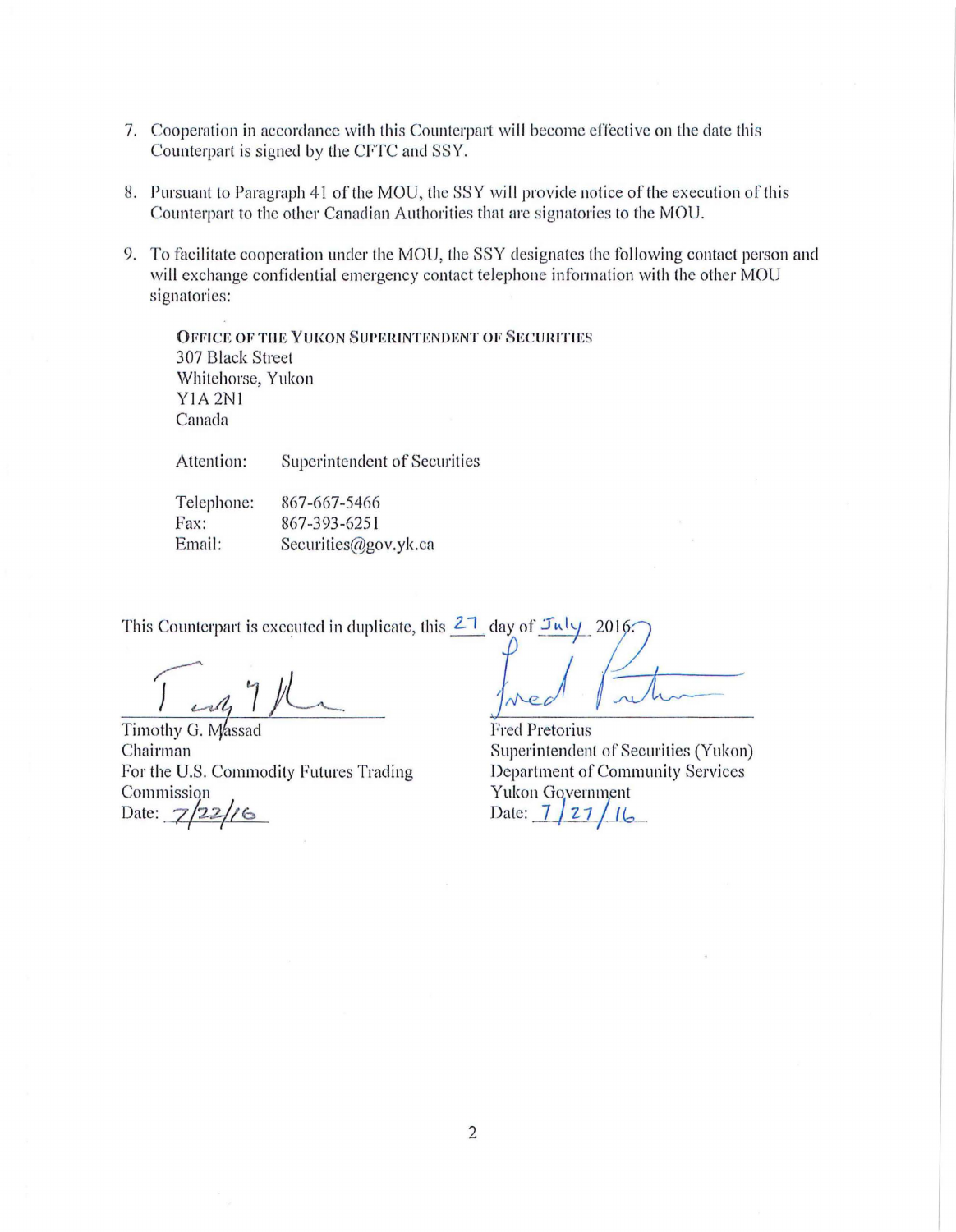7. Cooperation in accordance with this Counterpart will become effective on the date this Counterpart is signed by the CFTC and SSY.

8. Pursuant to Paragraph 41 of the MOU, the SSY will provide notice of the execution of this Counterpart to the other Canadian Authorities that are signatories to the MOU.

9. To facilitate cooperation under the MOU, the SSY designates the following contact person and will exchange confidential emergency contact telephone information with the other MOU signatories:

   OFFICE OF THE YUKON SUPERINTENDENT OF SECURITIES
   307 Black Street
   Whitehorse, Yukon
   Y1A 2N1
   Canada

   Attention: Superintendent of Securities

   Telephone: 867-667-5466
   Fax: 867-393-6251
   Email: Securities@gov.yk.ca

This Counterpart is executed in duplicate, this 27 day of July 2016.

Timothy G. Massad
Chairman
For the U.S. Commodity Futures Trading Commission
Date: 7/22/16

Fred Pretorius
Superintendent of Securities (Yukon)
Department of Community Services
Yukon Government
Date: 7/27/16